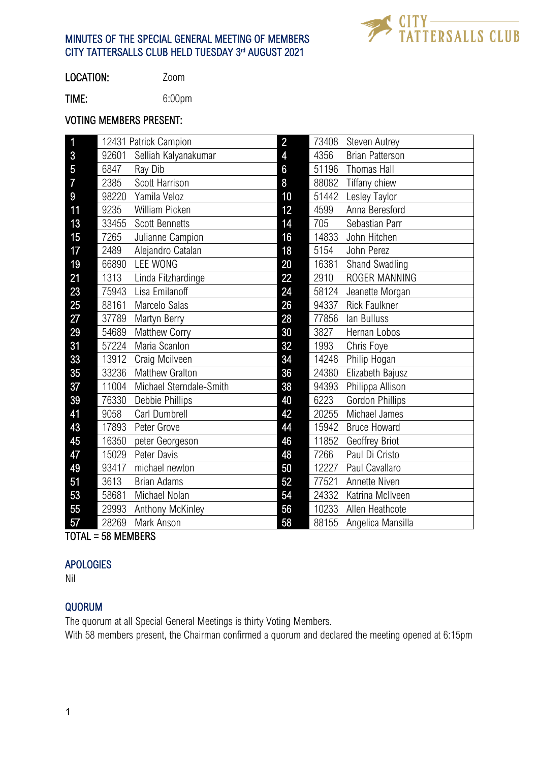# MINUTES OF THE SPECIAL GENERAL MEETING OF MEMBERS CITY TATTERSALLS CLUB HELD TUESDAY 3rd AUGUST 2021

**LOCATION:** Zoom

**TIME:** 6:00pm

**VOTING MEMBERS PRESENT:**

| | | | |
|---|---|---|---|
| 1 | 12431 Patrick Campion | 2 | 73408 Steven Autrey |
| 3 | 92601 Selliah Kalyanakumar | 4 | 4356 Brian Patterson |
| 5 | 6847 Ray Dib | 6 | 51196 Thomas Hall |
| 7 | 2385 Scott Harrison | 8 | 88082 Tiffany chiew |
| 9 | 98220 Yamila Veloz | 10 | 51442 Lesley Taylor |
| 11 | 9235 William Picken | 12 | 4599 Anna Beresford |
| 13 | 33455 Scott Bennetts | 14 | 705 Sebastian Parr |
| 15 | 7265 Julianne Campion | 16 | 14833 John Hitchen |
| 17 | 2489 Alejandro Catalan | 18 | 5154 John Perez |
| 19 | 66890 LEE WONG | 20 | 16381 Shand Swadling |
| 21 | 1313 Linda Fitzhardinge | 22 | 2910 ROGER MANNING |
| 23 | 75943 Lisa Emilanoff | 24 | 58124 Jeanette Morgan |
| 25 | 88161 Marcelo Salas | 26 | 94337 Rick Faulkner |
| 27 | 37789 Martyn Berry | 28 | 77856 Ian Bulluss |
| 29 | 54689 Matthew Corry | 30 | 3827 Hernan Lobos |
| 31 | 57224 Maria Scanlon | 32 | 1993 Chris Foye |
| 33 | 13912 Craig Mcilveen | 34 | 14248 Philip Hogan |
| 35 | 33236 Matthew Gralton | 36 | 24380 Elizabeth Bajusz |
| 37 | 11004 Michael Sterndale-Smith | 38 | 94393 Philippa Allison |
| 39 | 76330 Debbie Phillips | 40 | 6223 Gordon Phillips |
| 41 | 9058 Carl Dumbrell | 42 | 20255 Michael James |
| 43 | 17893 Peter Grove | 44 | 15942 Bruce Howard |
| 45 | 16350 peter Georgeson | 46 | 11852 Geoffrey Briot |
| 47 | 15029 Peter Davis | 48 | 7266 Paul Di Cristo |
| 49 | 93417 michael newton | 50 | 12227 Paul Cavallaro |
| 51 | 3613 Brian Adams | 52 | 77521 Annette Niven |
| 53 | 58681 Michael Nolan | 54 | 24332 Katrina McIlveen |
| 55 | 29993 Anthony McKinley | 56 | 10233 Allen Heathcote |
| 57 | 28269 Mark Anson | 58 | 88155 Angelica Mansilla |

TOTAL = 58 MEMBERS

## APOLOGIES

Nil

## QUORUM

The quorum at all Special General Meetings is thirty Voting Members.

With 58 members present, the Chairman confirmed a quorum and declared the meeting opened at 6:15pm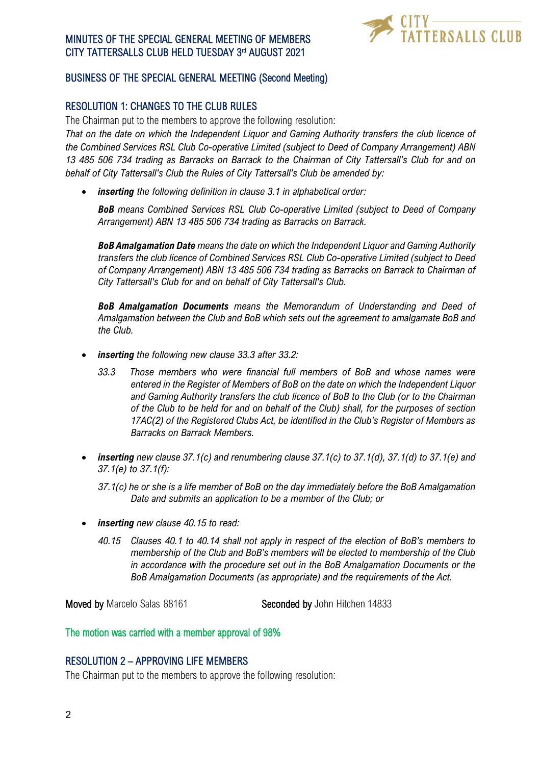## BUSINESS OF THE SPECIAL GENERAL MEETING (Second Meeting)

### RESOLUTION 1: CHANGES TO THE CLUB RULES

The Chairman put to the members to approve the following resolution:

*That on the date on which the Independent Liquor and Gaming Authority transfers the club licence of the Combined Services RSL Club Co-operative Limited (subject to Deed of Company Arrangement) ABN 13 485 506 734 trading as Barracks on Barrack to the Chairman of City Tattersall's Club for and on behalf of City Tattersall's Club the Rules of City Tattersall's Club be amended by:*

- ***inserting** the following definition in clause 3.1 in alphabetical order:*

  ***BoB** means Combined Services RSL Club Co-operative Limited (subject to Deed of Company Arrangement) ABN 13 485 506 734 trading as Barracks on Barrack.*

  ***BoB Amalgamation Date** means the date on which the Independent Liquor and Gaming Authority transfers the club licence of Combined Services RSL Club Co-operative Limited (subject to Deed of Company Arrangement) ABN 13 485 506 734 trading as Barracks on Barrack to Chairman of City Tattersall's Club for and on behalf of City Tattersall's Club.*

  ***BoB Amalgamation Documents** means the Memorandum of Understanding and Deed of Amalgamation between the Club and BoB which sets out the agreement to amalgamate BoB and the Club.*

- ***inserting** the following new clause 33.3 after 33.2:*

  *33.3 Those members who were financial full members of BoB and whose names were entered in the Register of Members of BoB on the date on which the Independent Liquor and Gaming Authority transfers the club licence of BoB to the Club (or to the Chairman of the Club to be held for and on behalf of the Club) shall, for the purposes of section 17AC(2) of the Registered Clubs Act, be identified in the Club's Register of Members as Barracks on Barrack Members.*

- ***inserting** new clause 37.1(c) and renumbering clause 37.1(c) to 37.1(d), 37.1(d) to 37.1(e) and 37.1(e) to 37.1(f):*

  *37.1(c) he or she is a life member of BoB on the day immediately before the BoB Amalgamation Date and submits an application to be a member of the Club; or*

- ***inserting** new clause 40.15 to read:*

  *40.15 Clauses 40.1 to 40.14 shall not apply in respect of the election of BoB's members to membership of the Club and BoB's members will be elected to membership of the Club in accordance with the procedure set out in the BoB Amalgamation Documents or the BoB Amalgamation Documents (as appropriate) and the requirements of the Act.*

**Moved by** Marcelo Salas 88161 **Seconded by** John Hitchen 14833

The motion was carried with a member approval of 98%

### RESOLUTION 2 – APPROVING LIFE MEMBERS

The Chairman put to the members to approve the following resolution: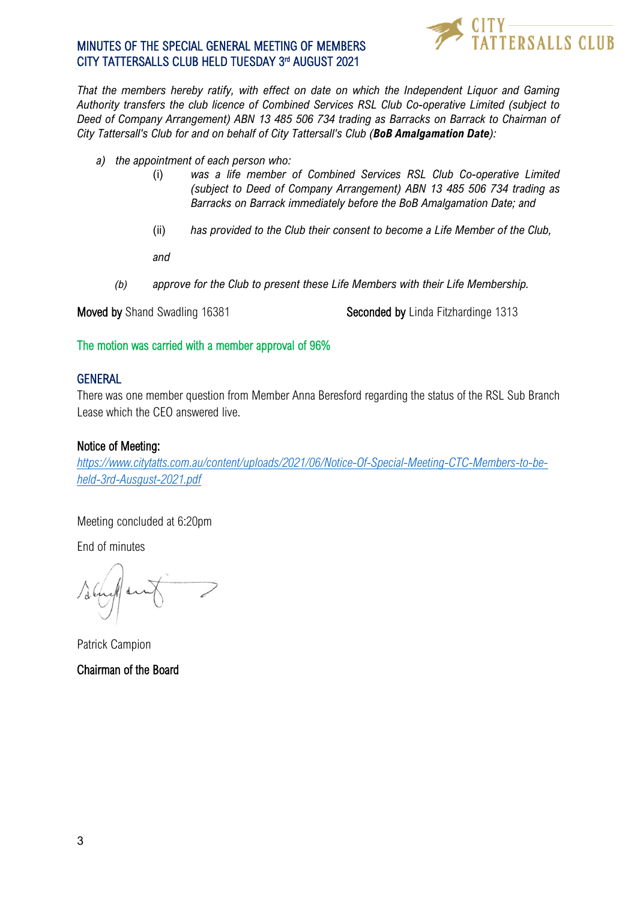*That the members hereby ratify, with effect on date on which the Independent Liquor and Gaming Authority transfers the club licence of Combined Services RSL Club Co-operative Limited (subject to Deed of Company Arrangement) ABN 13 485 506 734 trading as Barracks on Barrack to Chairman of City Tattersall's Club for and on behalf of City Tattersall's Club (**BoB Amalgamation Date**):*

*a) the appointment of each person who:*

(i) *was a life member of Combined Services RSL Club Co-operative Limited (subject to Deed of Company Arrangement) ABN 13 485 506 734 trading as Barracks on Barrack immediately before the BoB Amalgamation Date; and*

(ii) *has provided to the Club their consent to become a Life Member of the Club,*

*and*

*(b) approve for the Club to present these Life Members with their Life Membership.*

**Moved by** Shand Swadling 16381 **Seconded by** Linda Fitzhardinge 1313

The motion was carried with a member approval of 96%

## GENERAL

There was one member question from Member Anna Beresford regarding the status of the RSL Sub Branch Lease which the CEO answered live.

**Notice of Meeting:**

*https://www.citytatts.com.au/content/uploads/2021/06/Notice-Of-Special-Meeting-CTC-Members-to-be-held-3rd-Ausgust-2021.pdf*

Meeting concluded at 6:20pm

End of minutes

Patrick Campion

**Chairman of the Board**